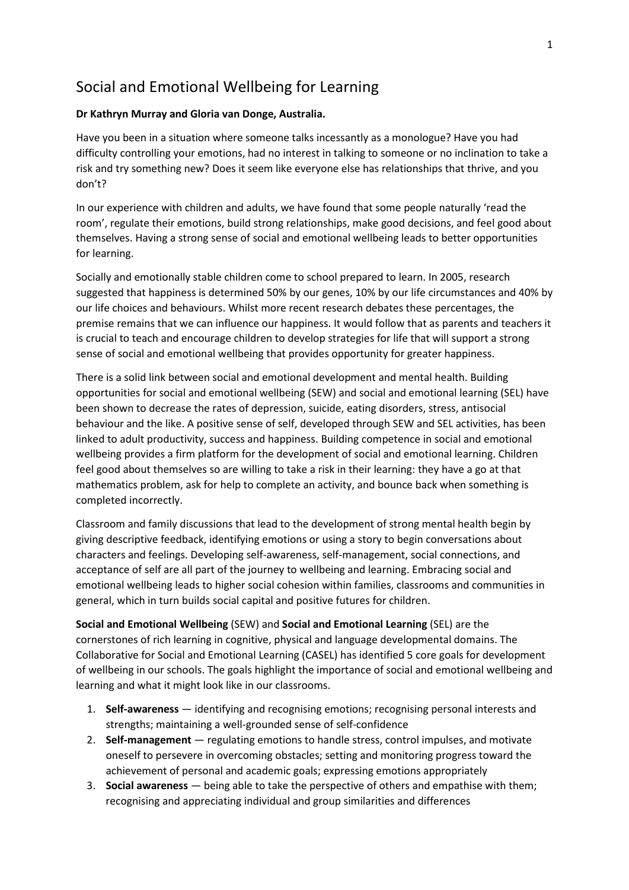# Social and Emotional Wellbeing for Learning

**Dr Kathryn Murray and Gloria van Donge, Australia.**

Have you been in a situation where someone talks incessantly as a monologue? Have you had difficulty controlling your emotions, had no interest in talking to someone or no inclination to take a risk and try something new? Does it seem like everyone else has relationships that thrive, and you don't?

In our experience with children and adults, we have found that some people naturally 'read the room', regulate their emotions, build strong relationships, make good decisions, and feel good about themselves. Having a strong sense of social and emotional wellbeing leads to better opportunities for learning.

Socially and emotionally stable children come to school prepared to learn. In 2005, research suggested that happiness is determined 50% by our genes, 10% by our life circumstances and 40% by our life choices and behaviours. Whilst more recent research debates these percentages, the premise remains that we can influence our happiness. It would follow that as parents and teachers it is crucial to teach and encourage children to develop strategies for life that will support a strong sense of social and emotional wellbeing that provides opportunity for greater happiness.

There is a solid link between social and emotional development and mental health. Building opportunities for social and emotional wellbeing (SEW) and social and emotional learning (SEL) have been shown to decrease the rates of depression, suicide, eating disorders, stress, antisocial behaviour and the like. A positive sense of self, developed through SEW and SEL activities, has been linked to adult productivity, success and happiness. Building competence in social and emotional wellbeing provides a firm platform for the development of social and emotional learning. Children feel good about themselves so are willing to take a risk in their learning: they have a go at that mathematics problem, ask for help to complete an activity, and bounce back when something is completed incorrectly.

Classroom and family discussions that lead to the development of strong mental health begin by giving descriptive feedback, identifying emotions or using a story to begin conversations about characters and feelings. Developing self-awareness, self-management, social connections, and acceptance of self are all part of the journey to wellbeing and learning. Embracing social and emotional wellbeing leads to higher social cohesion within families, classrooms and communities in general, which in turn builds social capital and positive futures for children.

**Social and Emotional Wellbeing** (SEW) and **Social and Emotional Learning** (SEL) are the cornerstones of rich learning in cognitive, physical and language developmental domains. The Collaborative for Social and Emotional Learning (CASEL) has identified 5 core goals for development of wellbeing in our schools. The goals highlight the importance of social and emotional wellbeing and learning and what it might look like in our classrooms.

1. **Self-awareness** — identifying and recognising emotions; recognising personal interests and strengths; maintaining a well-grounded sense of self-confidence
2. **Self-management** — regulating emotions to handle stress, control impulses, and motivate oneself to persevere in overcoming obstacles; setting and monitoring progress toward the achievement of personal and academic goals; expressing emotions appropriately
3. **Social awareness** — being able to take the perspective of others and empathise with them; recognising and appreciating individual and group similarities and differences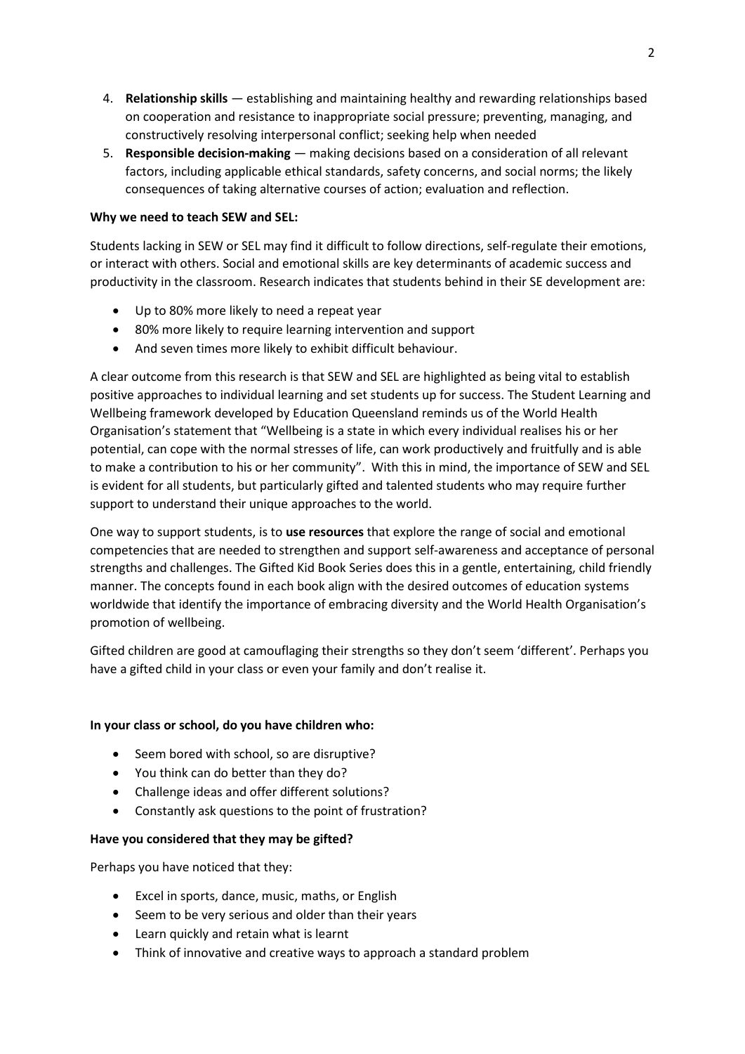4. **Relationship skills** — establishing and maintaining healthy and rewarding relationships based on cooperation and resistance to inappropriate social pressure; preventing, managing, and constructively resolving interpersonal conflict; seeking help when needed
5. **Responsible decision-making** — making decisions based on a consideration of all relevant factors, including applicable ethical standards, safety concerns, and social norms; the likely consequences of taking alternative courses of action; evaluation and reflection.

**Why we need to teach SEW and SEL:**

Students lacking in SEW or SEL may find it difficult to follow directions, self-regulate their emotions, or interact with others. Social and emotional skills are key determinants of academic success and productivity in the classroom. Research indicates that students behind in their SE development are:

- Up to 80% more likely to need a repeat year
- 80% more likely to require learning intervention and support
- And seven times more likely to exhibit difficult behaviour.

A clear outcome from this research is that SEW and SEL are highlighted as being vital to establish positive approaches to individual learning and set students up for success. The Student Learning and Wellbeing framework developed by Education Queensland reminds us of the World Health Organisation's statement that "Wellbeing is a state in which every individual realises his or her potential, can cope with the normal stresses of life, can work productively and fruitfully and is able to make a contribution to his or her community". With this in mind, the importance of SEW and SEL is evident for all students, but particularly gifted and talented students who may require further support to understand their unique approaches to the world.

One way to support students, is to **use resources** that explore the range of social and emotional competencies that are needed to strengthen and support self-awareness and acceptance of personal strengths and challenges. The Gifted Kid Book Series does this in a gentle, entertaining, child friendly manner. The concepts found in each book align with the desired outcomes of education systems worldwide that identify the importance of embracing diversity and the World Health Organisation's promotion of wellbeing.

Gifted children are good at camouflaging their strengths so they don't seem 'different'. Perhaps you have a gifted child in your class or even your family and don't realise it.

**In your class or school, do you have children who:**

- Seem bored with school, so are disruptive?
- You think can do better than they do?
- Challenge ideas and offer different solutions?
- Constantly ask questions to the point of frustration?

**Have you considered that they may be gifted?**

Perhaps you have noticed that they:

- Excel in sports, dance, music, maths, or English
- Seem to be very serious and older than their years
- Learn quickly and retain what is learnt
- Think of innovative and creative ways to approach a standard problem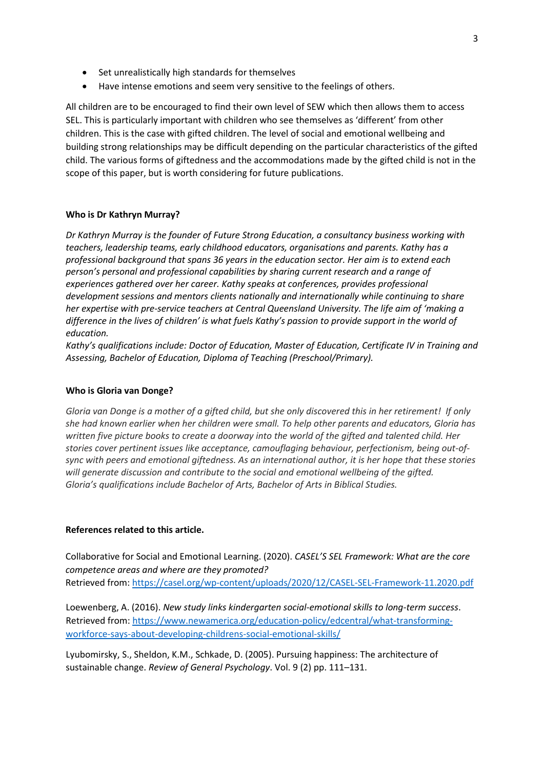- Set unrealistically high standards for themselves
- Have intense emotions and seem very sensitive to the feelings of others.

All children are to be encouraged to find their own level of SEW which then allows them to access SEL. This is particularly important with children who see themselves as 'different' from other children. This is the case with gifted children. The level of social and emotional wellbeing and building strong relationships may be difficult depending on the particular characteristics of the gifted child. The various forms of giftedness and the accommodations made by the gifted child is not in the scope of this paper, but is worth considering for future publications.

**Who is Dr Kathryn Murray?**

*Dr Kathryn Murray is the founder of Future Strong Education, a consultancy business working with teachers, leadership teams, early childhood educators, organisations and parents. Kathy has a professional background that spans 36 years in the education sector. Her aim is to extend each person's personal and professional capabilities by sharing current research and a range of experiences gathered over her career. Kathy speaks at conferences, provides professional development sessions and mentors clients nationally and internationally while continuing to share her expertise with pre-service teachers at Central Queensland University. The life aim of 'making a difference in the lives of children' is what fuels Kathy's passion to provide support in the world of education.*

*Kathy's qualifications include: Doctor of Education, Master of Education, Certificate IV in Training and Assessing, Bachelor of Education, Diploma of Teaching (Preschool/Primary).*

**Who is Gloria van Donge?**

*Gloria van Donge is a mother of a gifted child, but she only discovered this in her retirement! If only she had known earlier when her children were small. To help other parents and educators, Gloria has written five picture books to create a doorway into the world of the gifted and talented child. Her stories cover pertinent issues like acceptance, camouflaging behaviour, perfectionism, being out-of-sync with peers and emotional giftedness. As an international author, it is her hope that these stories will generate discussion and contribute to the social and emotional wellbeing of the gifted.*

*Gloria's qualifications include Bachelor of Arts, Bachelor of Arts in Biblical Studies.*

**References related to this article.**

Collaborative for Social and Emotional Learning. (2020). *CASEL'S SEL Framework: What are the core competence areas and where are they promoted?*
Retrieved from: https://casel.org/wp-content/uploads/2020/12/CASEL-SEL-Framework-11.2020.pdf

Loewenberg, A. (2016). *New study links kindergarten social-emotional skills to long-term success*. Retrieved from: https://www.newamerica.org/education-policy/edcentral/what-transforming-workforce-says-about-developing-childrens-social-emotional-skills/

Lyubomirsky, S., Sheldon, K.M., Schkade, D. (2005). Pursuing happiness: The architecture of sustainable change. *Review of General Psychology*. Vol. 9 (2) pp. 111–131.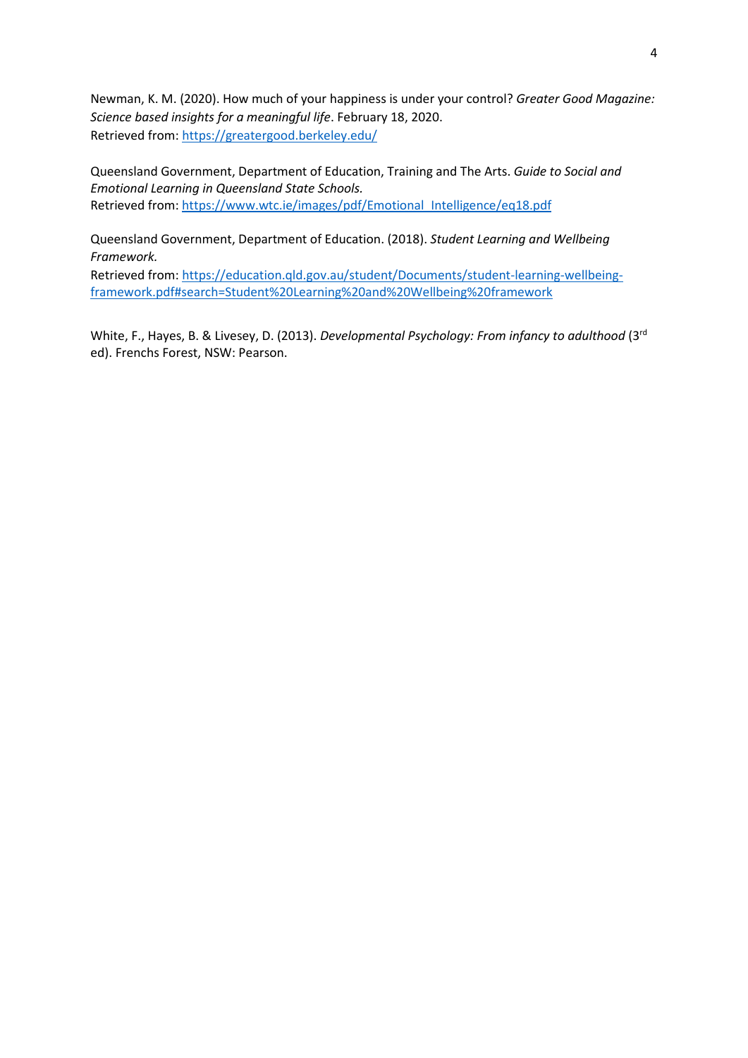Newman, K. M. (2020). How much of your happiness is under your control? *Greater Good Magazine: Science based insights for a meaningful life*. February 18, 2020.
Retrieved from: https://greatergood.berkeley.edu/

Queensland Government, Department of Education, Training and The Arts. *Guide to Social and Emotional Learning in Queensland State Schools.*
Retrieved from: https://www.wtc.ie/images/pdf/Emotional_Intelligence/eq18.pdf

Queensland Government, Department of Education. (2018). *Student Learning and Wellbeing Framework.*
Retrieved from: https://education.qld.gov.au/student/Documents/student-learning-wellbeing-framework.pdf#search=Student%20Learning%20and%20Wellbeing%20framework

White, F., Hayes, B. & Livesey, D. (2013). *Developmental Psychology: From infancy to adulthood* (3rd ed). Frenchs Forest, NSW: Pearson.